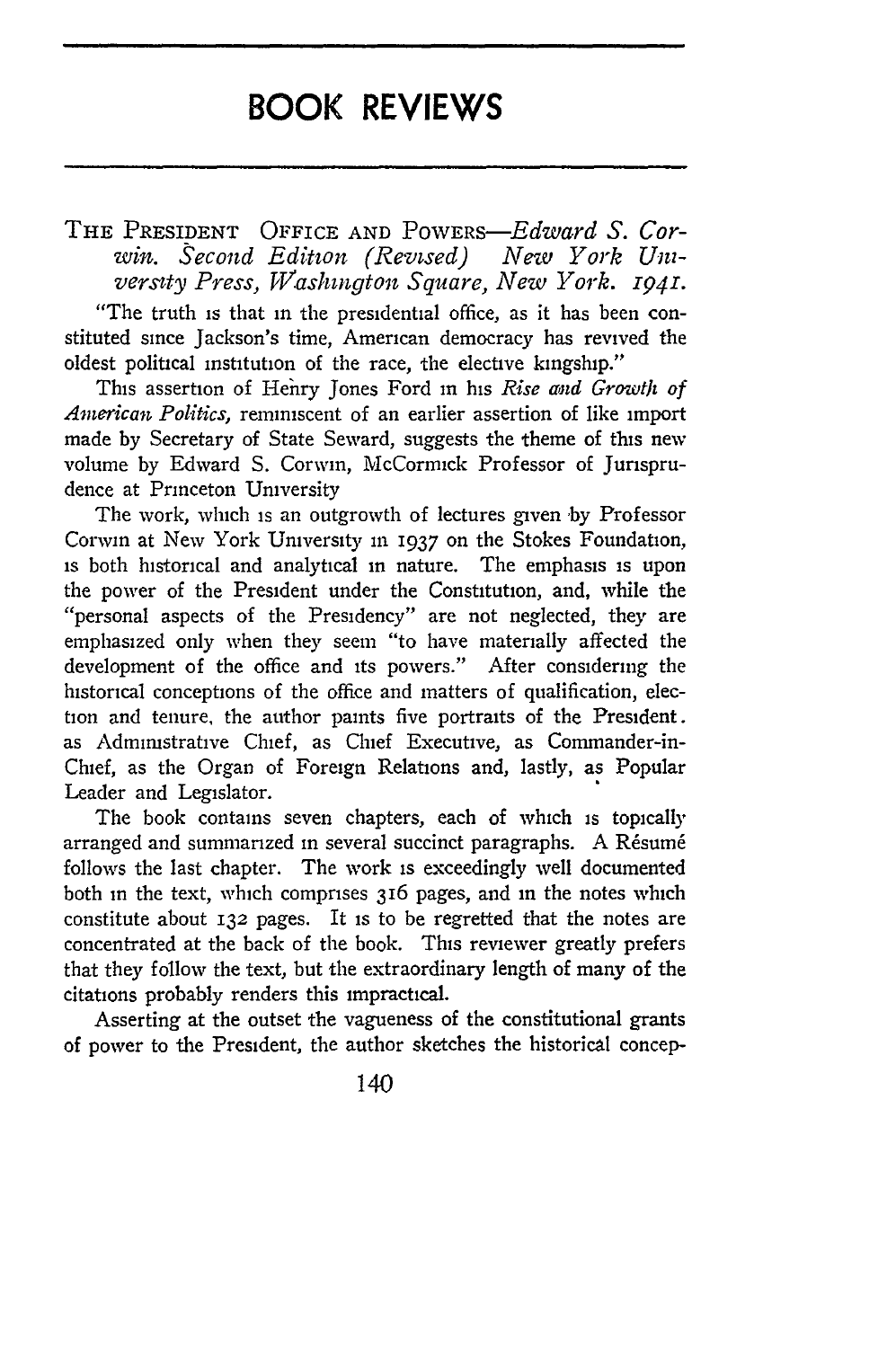# BOOK REVIEWS

THE PRESIDENT OFFICE AND POWERS—*Edward S. Corwin. Second Edition (Revised) New York University Press, Washington Square, New York. 1941.*

"The truth is that in the presidential office, as it has been constituted since Jackson's time, American democracy has revived the oldest political institution of the race, the elective kingship."

This assertion of Henry Jones Ford in his *Rise and Growth of American Politics,* reminiscent of an earlier assertion of like import made by Secretary of State Seward, suggests the theme of this new volume by Edward S. Corwin, McCormick Professor of Jurisprudence at Princeton University

The work, which is an outgrowth of lectures given by Professor Corwin at New York University in 1937 on the Stokes Foundation, is both historical and analytical in nature. The emphasis is upon the power of the President under the Constitution, and, while the "personal aspects of the Presidency" are not neglected, they are emphasized only when they seem "to have materially affected the development of the office and its powers." After considering the historical conceptions of the office and matters of qualification, election and tenure, the author paints five portraits of the President. as Administrative Chief, as Chief Executive, as Commander-in-Chief, as the Organ of Foreign Relations and, lastly, as Popular Leader and Legislator.

The book contains seven chapters, each of which is topically arranged and summarized in several succinct paragraphs. A Résumé follows the last chapter. The work is exceedingly well documented both in the text, which comprises 316 pages, and in the notes which constitute about 132 pages. It is to be regretted that the notes are concentrated at the back of the book. This reviewer greatly prefers that they follow the text, but the extraordinary length of many of the citations probably renders this impractical.

Asserting at the outset the vagueness of the constitutional grants of power to the President, the author sketches the historical concep-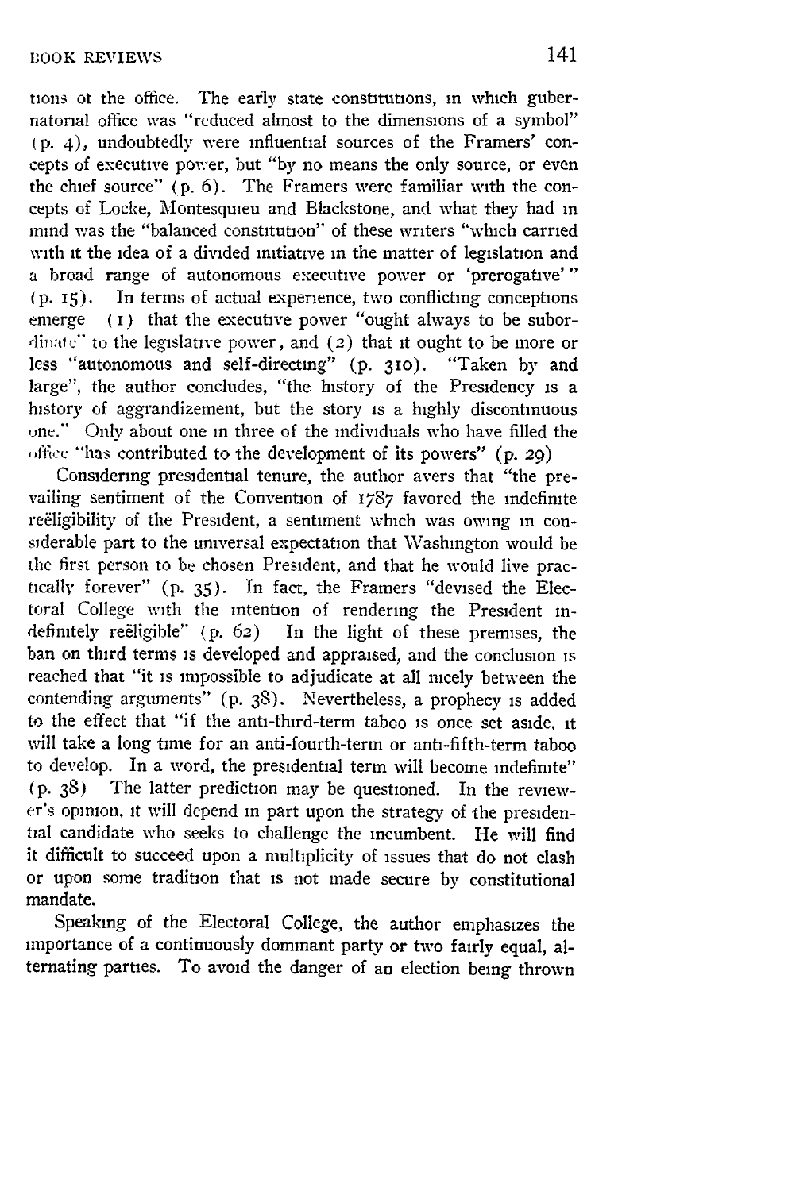tions of the office. The early state constitutions, in which gubernatorial office was "reduced almost to the dimensions of a symbol" (p. 4), undoubtedly were influential sources of the Framers' concepts of executive power, but "by no means the only source, or even the chief source" (p. 6). The Framers were familiar with the concepts of Locke, Montesquieu and Blackstone, and what they had in mind was the "balanced constitution" of these writers "which carried with it the idea of a divided initiative in the matter of legislation and a broad range of autonomous executive power or 'prerogative'" (p. 15). In terms of actual experience, two conflicting conceptions emerge (1) that the executive power "ought always to be subordinate" to the legislative power, and (2) that it ought to be more or less "autonomous and self-directing" (p. 310). "Taken by and large", the author concludes, "the history of the Presidency is a history of aggrandizement, but the story is a highly discontinuous one." Only about one in three of the individuals who have filled the office "has contributed to the development of its powers" (p. 29)

Considering presidential tenure, the author avers that "the prevailing sentiment of the Convention of 1787 favored the indefinite reëligibility of the President, a sentiment which was owing in considerable part to the universal expectation that Washington would be the first person to be chosen President, and that he would live practically forever" (p. 35). In fact, the Framers "devised the Electoral College with the intention of rendering the President indefinitely reëligible" (p. 62) In the light of these premises, the ban on third terms is developed and appraised, and the conclusion is reached that "it is impossible to adjudicate at all nicely between the contending arguments" (p. 38). Nevertheless, a prophecy is added to the effect that "if the anti-third-term taboo is once set aside, it will take a long time for an anti-fourth-term or anti-fifth-term taboo to develop. In a word, the presidential term will become indefinite" (p. 38) The latter prediction may be questioned. In the reviewer's opinion, it will depend in part upon the strategy of the presidential candidate who seeks to challenge the incumbent. He will find it difficult to succeed upon a multiplicity of issues that do not clash or upon some tradition that is not made secure by constitutional mandate.

Speaking of the Electoral College, the author emphasizes the importance of a continuously dominant party or two fairly equal, alternating parties. To avoid the danger of an election being thrown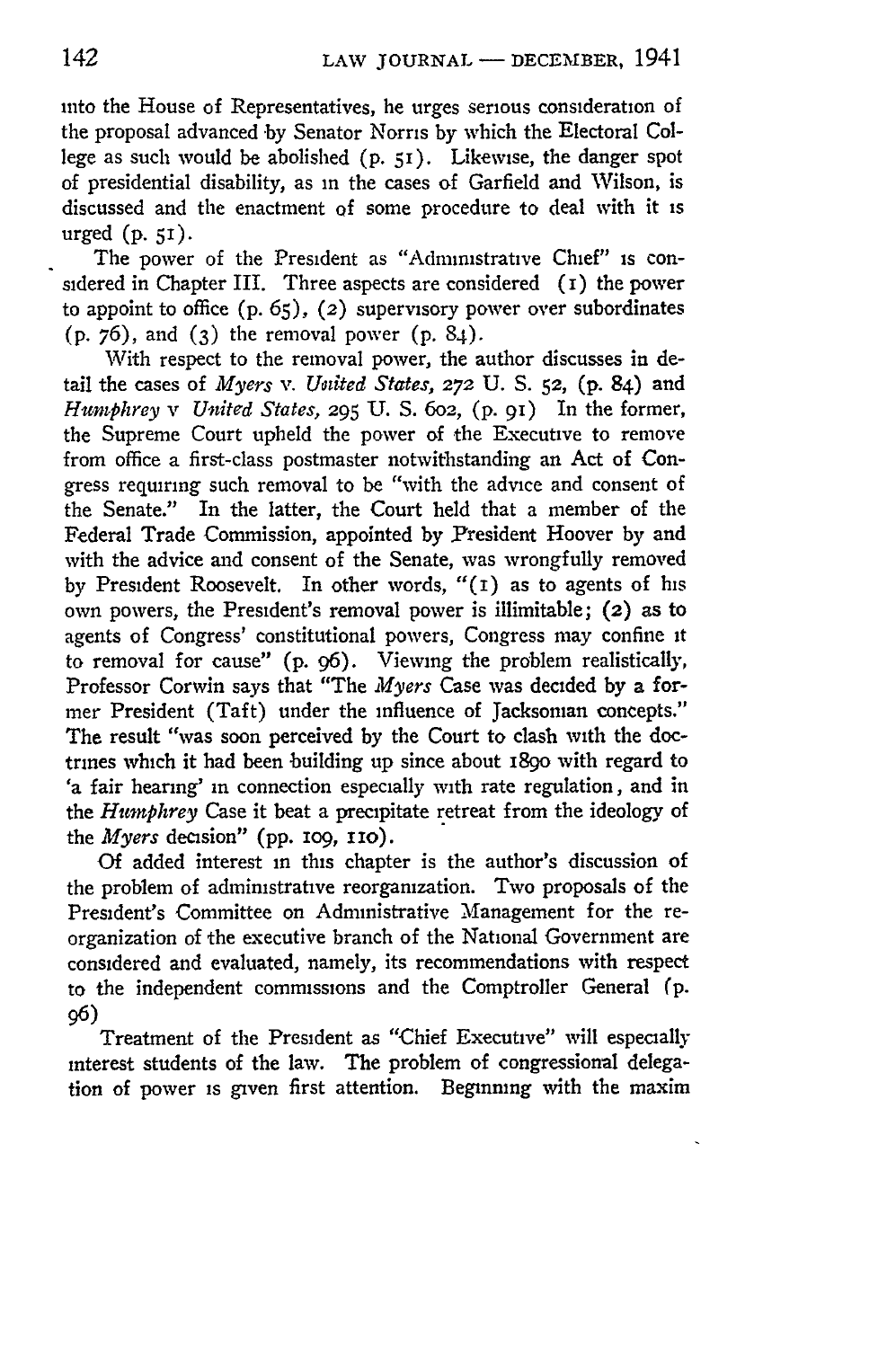into the House of Representatives, he urges serious consideration of the proposal advanced by Senator Norris by which the Electoral College as such would be abolished (p. 51). Likewise, the danger spot of presidential disability, as in the cases of Garfield and Wilson, is discussed and the enactment of some procedure to deal with it is urged (p. 51).

The power of the President as "Administrative Chief" is considered in Chapter III. Three aspects are considered (1) the power to appoint to office (p. 65), (2) supervisory power over subordinates (p. 76), and (3) the removal power (p. 84).

With respect to the removal power, the author discusses in detail the cases of *Myers* v. *United States*, 272 U. S. 52, (p. 84) and *Humphrey* v *United States*, 295 U. S. 602, (p. 91) In the former, the Supreme Court upheld the power of the Executive to remove from office a first-class postmaster notwithstanding an Act of Congress requiring such removal to be "with the advice and consent of the Senate." In the latter, the Court held that a member of the Federal Trade Commission, appointed by President Hoover by and with the advice and consent of the Senate, was wrongfully removed by President Roosevelt. In other words, "(1) as to agents of his own powers, the President's removal power is illimitable; (2) as to agents of Congress' constitutional powers, Congress may confine it to removal for cause" (p. 96). Viewing the problem realistically, Professor Corwin says that "The *Myers* Case was decided by a former President (Taft) under the influence of Jacksonian concepts." The result "was soon perceived by the Court to clash with the doctrines which it had been building up since about 1890 with regard to 'a fair hearing' in connection especially with rate regulation, and in the *Humphrey* Case it beat a precipitate retreat from the ideology of the *Myers* decision" (pp. 109, 110).

Of added interest in this chapter is the author's discussion of the problem of administrative reorganization. Two proposals of the President's Committee on Administrative Management for the reorganization of the executive branch of the National Government are considered and evaluated, namely, its recommendations with respect to the independent commissions and the Comptroller General (p. 96)

Treatment of the President as "Chief Executive" will especially interest students of the law. The problem of congressional delegation of power is given first attention. Beginning with the maxim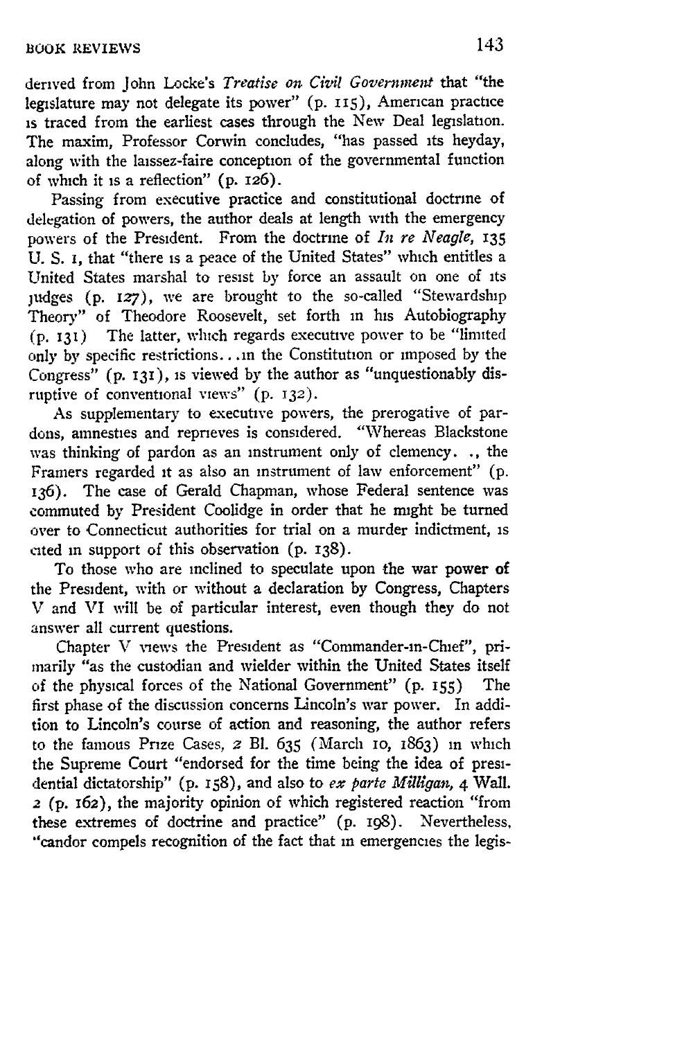derived from John Locke's *Treatise on Civil Government* that "the legislature may not delegate its power" (p. 115), American practice is traced from the earliest cases through the New Deal legislation. The maxim, Professor Corwin concludes, "has passed its heyday, along with the laissez-faire conception of the governmental function of which it is a reflection" (p. 126).

Passing from executive practice and constitutional doctrine of delegation of powers, the author deals at length with the emergency powers of the President. From the doctrine of *In re Neagle*, 135 U. S. 1, that "there is a peace of the United States" which entitles a United States marshal to resist by force an assault on one of its judges (p. 127), we are brought to the so-called "Stewardship Theory" of Theodore Roosevelt, set forth in his Autobiography (p. 131) The latter, which regards executive power to be "limited only by specific restrictions. . .in the Constitution or imposed by the Congress" (p. 131), is viewed by the author as "unquestionably disruptive of conventional views" (p. 132).

As supplementary to executive powers, the prerogative of pardons, amnesties and reprieves is considered. "Whereas Blackstone was thinking of pardon as an instrument only of clemency. ., the Framers regarded it as also an instrument of law enforcement" (p. 136). The case of Gerald Chapman, whose Federal sentence was commuted by President Coolidge in order that he might be turned over to Connecticut authorities for trial on a murder indictment, is cited in support of this observation (p. 138).

To those who are inclined to speculate upon the war power of the President, with or without a declaration by Congress, Chapters V and VI will be of particular interest, even though they do not answer all current questions.

Chapter V views the President as "Commander-in-Chief", primarily "as the custodian and wielder within the United States itself of the physical forces of the National Government" (p. 155) The first phase of the discussion concerns Lincoln's war power. In addition to Lincoln's course of action and reasoning, the author refers to the famous Prize Cases, 2 Bl. 635 (March 10, 1863) in which the Supreme Court "endorsed for the time being the idea of presidential dictatorship" (p. 158), and also to *ex parte Milligan*, 4 Wall. 2 (p. 162), the majority opinion of which registered reaction "from these extremes of doctrine and practice" (p. 198). Nevertheless, "candor compels recognition of the fact that in emergencies the legis-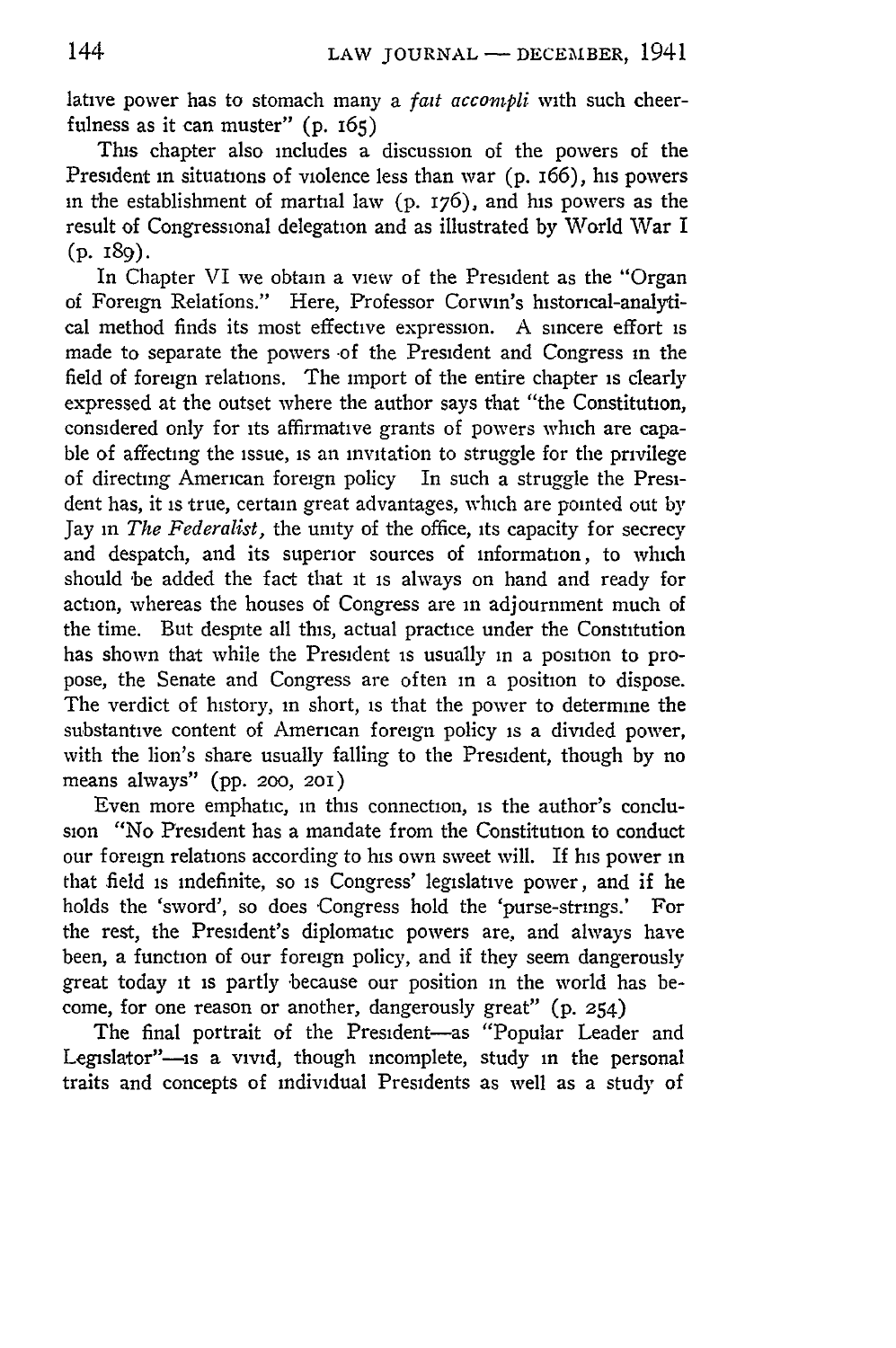lative power has to stomach many a *fait accompli* with such cheerfulness as it can muster" (p. 165)

This chapter also includes a discussion of the powers of the President in situations of violence less than war (p. 166), his powers in the establishment of martial law (p. 176), and his powers as the result of Congressional delegation and as illustrated by World War I (p. 189).

In Chapter VI we obtain a view of the President as the "Organ of Foreign Relations." Here, Professor Corwin's historical-analytical method finds its most effective expression. A sincere effort is made to separate the powers of the President and Congress in the field of foreign relations. The import of the entire chapter is clearly expressed at the outset where the author says that "the Constitution, considered only for its affirmative grants of powers which are capable of affecting the issue, is an invitation to struggle for the privilege of directing American foreign policy In such a struggle the President has, it is true, certain great advantages, which are pointed out by Jay in *The Federalist,* the unity of the office, its capacity for secrecy and despatch, and its superior sources of information, to which should be added the fact that it is always on hand and ready for action, whereas the houses of Congress are in adjournment much of the time. But despite all this, actual practice under the Constitution has shown that while the President is usually in a position to propose, the Senate and Congress are often in a position to dispose. The verdict of history, in short, is that the power to determine the substantive content of American foreign policy is a divided power, with the lion's share usually falling to the President, though by no means always" (pp. 200, 201)

Even more emphatic, in this connection, is the author's conclusion "No President has a mandate from the Constitution to conduct our foreign relations according to his own sweet will. If his power in that field is indefinite, so is Congress' legislative power, and if he holds the 'sword', so does Congress hold the 'purse-strings.' For the rest, the President's diplomatic powers are, and always have been, a function of our foreign policy, and if they seem dangerously great today it is partly because our position in the world has become, for one reason or another, dangerously great" (p. 254)

The final portrait of the President—as "Popular Leader and Legislator"—is a vivid, though incomplete, study in the personal traits and concepts of individual Presidents as well as a study of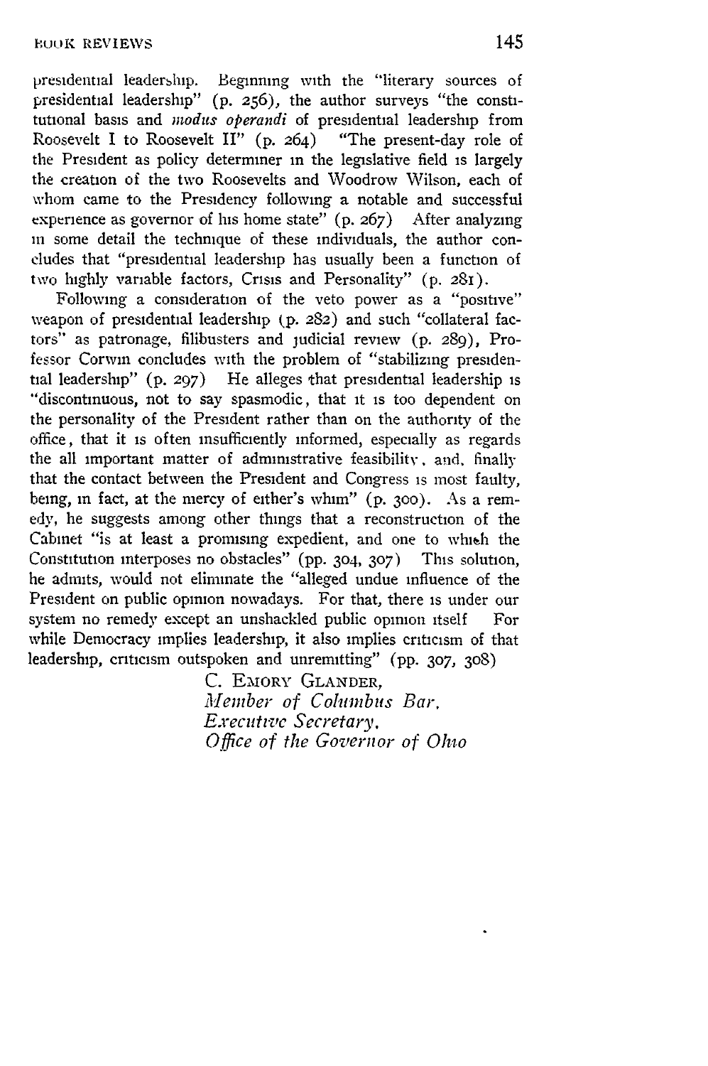presidential leadership. Beginning with the "literary sources of presidential leadership" (p. 256), the author surveys "the constitutional basis and *modus operandi* of presidential leadership from Roosevelt I to Roosevelt II" (p. 264) "The present-day role of the President as policy determiner in the legislative field is largely the creation of the two Roosevelts and Woodrow Wilson, each of whom came to the Presidency following a notable and successful experience as governor of his home state" (p. 267) After analyzing in some detail the technique of these individuals, the author concludes that "presidential leadership has usually been a function of two highly variable factors, Crisis and Personality" (p. 281).

Following a consideration of the veto power as a "positive" weapon of presidential leadership (p. 282) and such "collateral factors" as patronage, filibusters and judicial review (p. 289), Professor Corwin concludes with the problem of "stabilizing presidential leadership" (p. 297) He alleges that presidential leadership is "discontinuous, not to say spasmodic, that it is too dependent on the personality of the President rather than on the authority of the office, that it is often insufficiently informed, especially as regards the all important matter of administrative feasibility, and, finally that the contact between the President and Congress is most faulty, being, in fact, at the mercy of either's whim" (p. 300). As a remedy, he suggests among other things that a reconstruction of the Cabinet "is at least a promising expedient, and one to which the Constitution interposes no obstacles" (pp. 304, 307) This solution, he admits, would not eliminate the "alleged undue influence of the President on public opinion nowadays. For that, there is under our system no remedy except an unshackled public opinion itself For while Democracy implies leadership, it also implies criticism of that leadership, criticism outspoken and unremitting" (pp. 307, 308)

C. EMORY GLANDER,
*Member of Columbus Bar,*
*Executive Secretary,*
*Office of the Governor of Ohio*